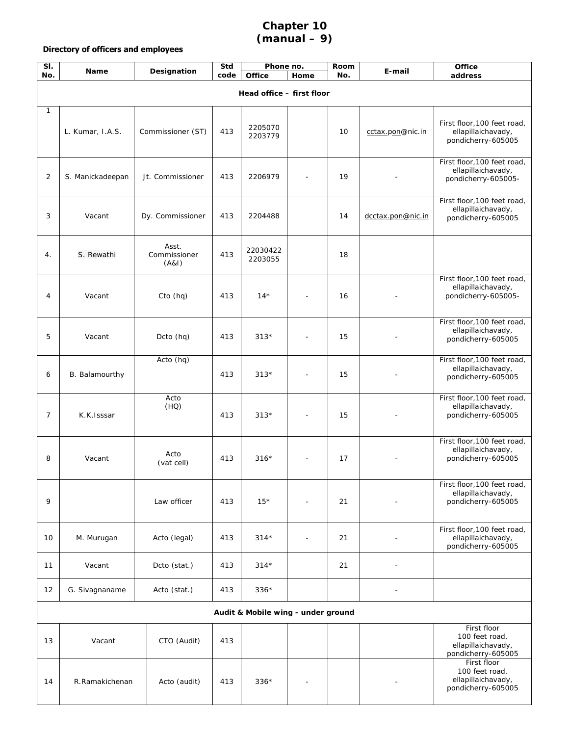# Chapter 10
# (manual – 9)

**Directory of officers and employees**

| Sl. No. | Name | Designation | Std code | Phone no. | | Room No. | E-mail | Office address |
|---|---|---|---|---|---|---|---|---|
| | | | | Office | Home | | | |
| **Head office – first floor** | | | | | | | | |
| 1 | L. Kumar, I.A.S. | Commissioner (ST) | 413 | 2205070 2203779 | | 10 | cctax.pon@nic.in | First floor,100 feet road, ellapillaichavady, pondicherry-605005 |
| 2 | S. Manickadeepan | Jt. Commissioner | 413 | 2206979 | - | 19 | - | First floor,100 feet road, ellapillaichavady, pondicherry-605005- |
| 3 | Vacant | Dy. Commissioner | 413 | 2204488 | | 14 | dcctax.pon@nic.in | First floor,100 feet road, ellapillaichavady, pondicherry-605005 |
| 4. | S. Rewathi | Asst. Commissioner (A&I) | 413 | 22030422 2203055 | | 18 | | |
| 4 | Vacant | Cto (hq) | 413 | 14* | - | 16 | - | First floor,100 feet road, ellapillaichavady, pondicherry-605005- |
| 5 | Vacant | Dcto (hq) | 413 | 313* | - | 15 | - | First floor,100 feet road, ellapillaichavady, pondicherry-605005 |
| 6 | B. Balamourthy | Acto (hq) | 413 | 313* | - | 15 | - | First floor,100 feet road, ellapillaichavady, pondicherry-605005 |
| 7 | K.K.Isssar | Acto (HQ) | 413 | 313* | - | 15 | - | First floor,100 feet road, ellapillaichavady, pondicherry-605005 |
| 8 | Vacant | Acto (vat cell) | 413 | 316* | - | 17 | - | First floor,100 feet road, ellapillaichavady, pondicherry-605005 |
| 9 | | Law officer | 413 | 15* | - | 21 | - | First floor,100 feet road, ellapillaichavady, pondicherry-605005 |
| 10 | M. Murugan | Acto (legal) | 413 | 314* | - | 21 | - | First floor,100 feet road, ellapillaichavady, pondicherry-605005 |
| 11 | Vacant | Dcto (stat.) | 413 | 314* | | 21 | - | |
| 12 | G. Sivagnaname | Acto (stat.) | 413 | 336* | | | - | |
| **Audit & Mobile wing - under ground** | | | | | | | | |
| 13 | Vacant | CTO (Audit) | 413 | | | | | First floor 100 feet road, ellapillaichavady, pondicherry-605005 |
| 14 | R.Ramakichenan | Acto (audit) | 413 | 336* | - | | - | First floor 100 feet road, ellapillaichavady, pondicherry-605005 |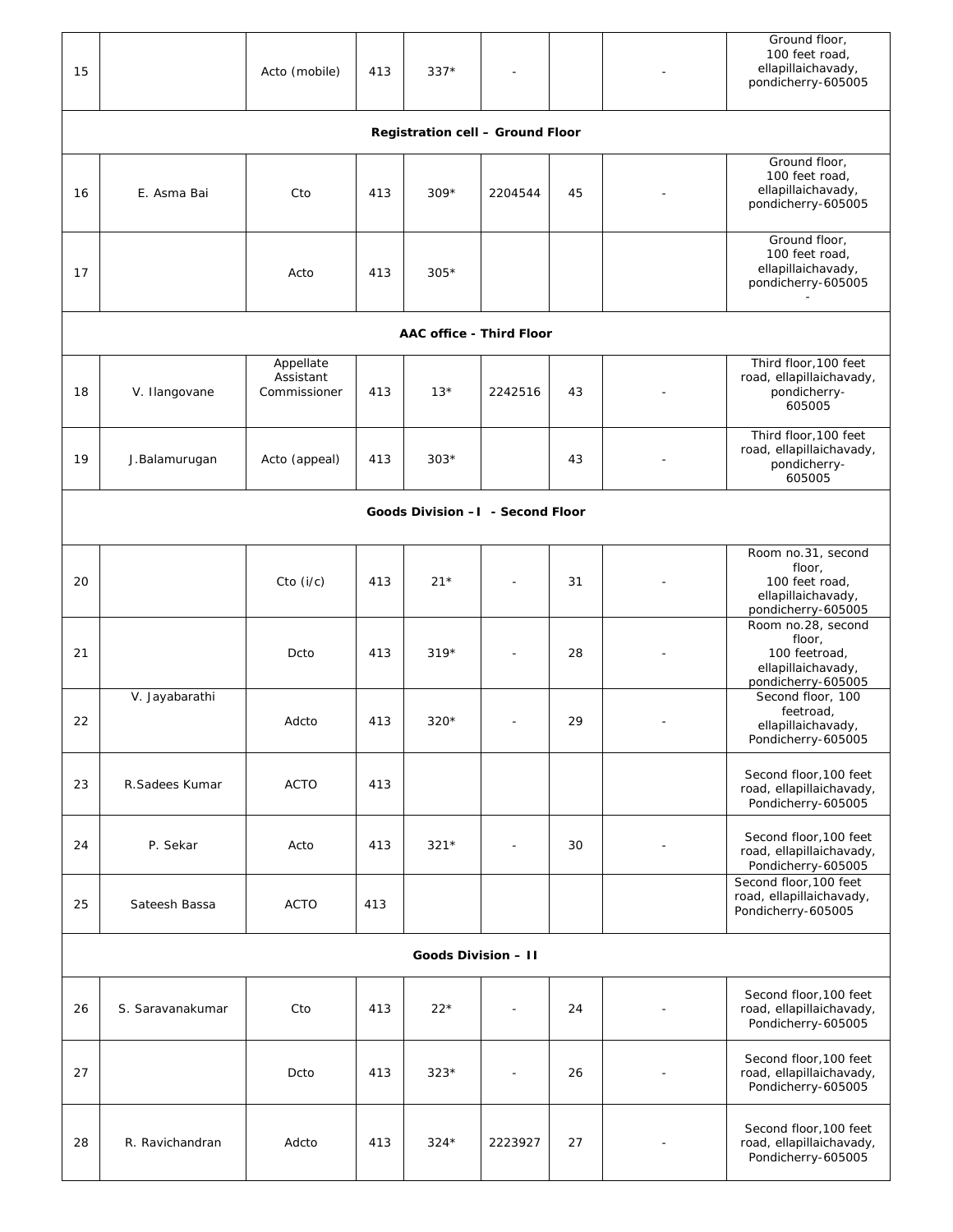| | | | | | | | | |
|---|---|---|---|---|---|---|---|---|
| 15 | | Acto (mobile) | 413 | 337* | - | | - | Ground floor, 100 feet road, ellapillaichavady, pondicherry-605005 |
| **Registration cell – Ground Floor** | | | | | | | | |
| 16 | E. Asma Bai | Cto | 413 | 309* | 2204544 | 45 | - | Ground floor, 100 feet road, ellapillaichavady, pondicherry-605005 |
| 17 | | Acto | 413 | 305* | | | | Ground floor, 100 feet road, ellapillaichavady, pondicherry-605005 - |
| **AAC office - Third Floor** | | | | | | | | |
| 18 | V. Ilangovane | Appellate Assistant Commissioner | 413 | 13* | 2242516 | 43 | - | Third floor,100 feet road, ellapillaichavady, pondicherry-605005 |
| 19 | J.Balamurugan | Acto (appeal) | 413 | 303* | | 43 | - | Third floor,100 feet road, ellapillaichavady, pondicherry-605005 |
| **Goods Division –I - Second Floor** | | | | | | | | |
| 20 | | Cto (i/c) | 413 | 21* | - | 31 | - | Room no.31, second floor, 100 feet road, ellapillaichavady, pondicherry-605005 |
| 21 | | Dcto | 413 | 319* | - | 28 | - | Room no.28, second floor, 100 feetroad, ellapillaichavady, pondicherry-605005 |
| 22 | V. Jayabarathi | Adcto | 413 | 320* | - | 29 | - | Second floor, 100 feetroad, ellapillaichavady, Pondicherry-605005 |
| 23 | R.Sadees Kumar | ACTO | 413 | | | | | Second floor,100 feet road, ellapillaichavady, Pondicherry-605005 |
| 24 | P. Sekar | Acto | 413 | 321* | - | 30 | - | Second floor,100 feet road, ellapillaichavady, Pondicherry-605005 |
| 25 | Sateesh Bassa | ACTO | 413 | | | | | Second floor,100 feet road, ellapillaichavady, Pondicherry-605005 |
| **Goods Division – II** | | | | | | | | |
| 26 | S. Saravanakumar | Cto | 413 | 22* | - | 24 | - | Second floor,100 feet road, ellapillaichavady, Pondicherry-605005 |
| 27 | | Dcto | 413 | 323* | - | 26 | - | Second floor,100 feet road, ellapillaichavady, Pondicherry-605005 |
| 28 | R. Ravichandran | Adcto | 413 | 324* | 2223927 | 27 | - | Second floor,100 feet road, ellapillaichavady, Pondicherry-605005 |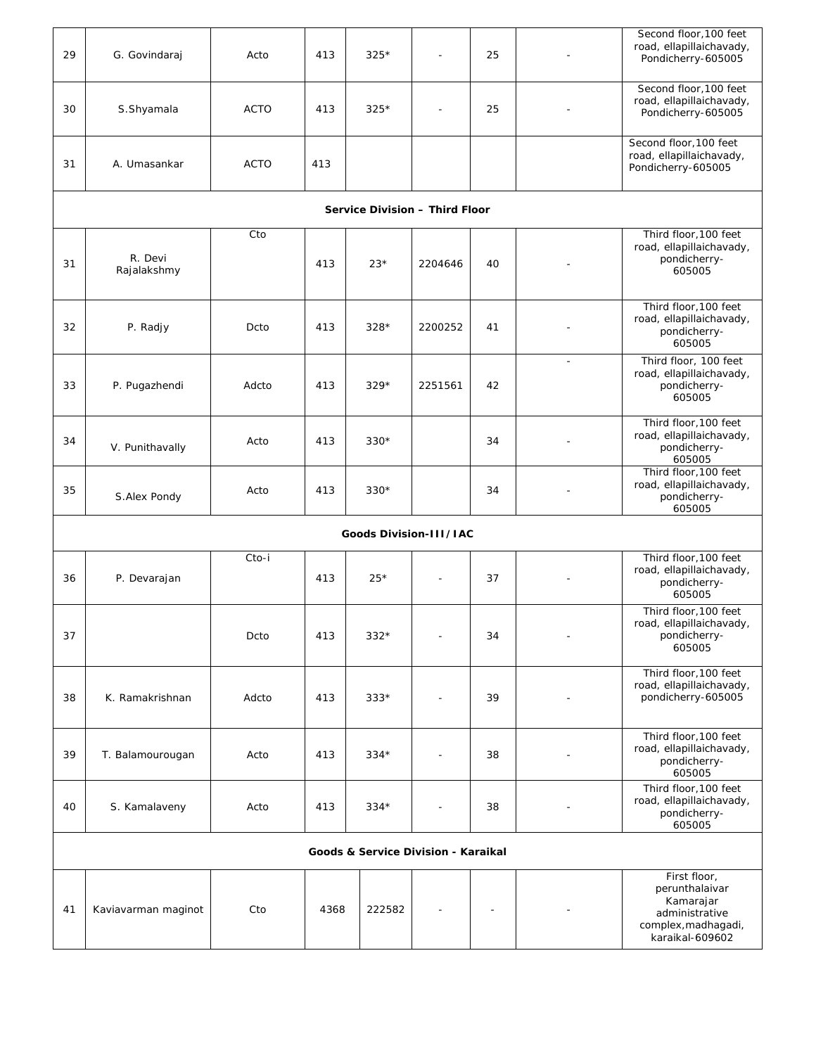| | | | | | | | | |
|---|---|---|---|---|---|---|---|---|
| 29 | G. Govindaraj | Acto | 413 | 325* | - | 25 | - | Second floor,100 feet road, ellapillaichavady, Pondicherry-605005 |
| 30 | S.Shyamala | ACTO | 413 | 325* | - | 25 | - | Second floor,100 feet road, ellapillaichavady, Pondicherry-605005 |
| 31 | A. Umasankar | ACTO | 413 | | | | | Second floor,100 feet road, ellapillaichavady, Pondicherry-605005 |
| **Service Division – Third Floor** | | | | | | | | |
| 31 | R. Devi Rajalakshmy | Cto | 413 | 23* | 2204646 | 40 | - | Third floor,100 feet road, ellapillaichavady, pondicherry-605005 |
| 32 | P. Radjy | Dcto | 413 | 328* | 2200252 | 41 | - | Third floor,100 feet road, ellapillaichavady, pondicherry-605005 |
| 33 | P. Pugazhendi | Adcto | 413 | 329* | 2251561 | 42 | - | Third floor, 100 feet road, ellapillaichavady, pondicherry-605005 |
| 34 | V. Punithavally | Acto | 413 | 330* | | 34 | - | Third floor,100 feet road, ellapillaichavady, pondicherry-605005 |
| 35 | S.Alex Pondy | Acto | 413 | 330* | | 34 | - | Third floor,100 feet road, ellapillaichavady, pondicherry-605005 |
| **Goods Division-III/IAC** | | | | | | | | |
| 36 | P. Devarajan | Cto-i | 413 | 25* | - | 37 | - | Third floor,100 feet road, ellapillaichavady, pondicherry-605005 |
| 37 | | Dcto | 413 | 332* | - | 34 | - | Third floor,100 feet road, ellapillaichavady, pondicherry-605005 |
| 38 | K. Ramakrishnan | Adcto | 413 | 333* | - | 39 | - | Third floor,100 feet road, ellapillaichavady, pondicherry-605005 |
| 39 | T. Balamourougan | Acto | 413 | 334* | - | 38 | - | Third floor,100 feet road, ellapillaichavady, pondicherry-605005 |
| 40 | S. Kamalaveny | Acto | 413 | 334* | - | 38 | - | Third floor,100 feet road, ellapillaichavady, pondicherry-605005 |
| **Goods & Service Division - Karaikal** | | | | | | | | |
| 41 | Kaviavarman maginot | Cto | 4368 | 222582 | - | - | - | First floor, perunthalaivar Kamarajar administrative complex,madhagadi, karaikal-609602 |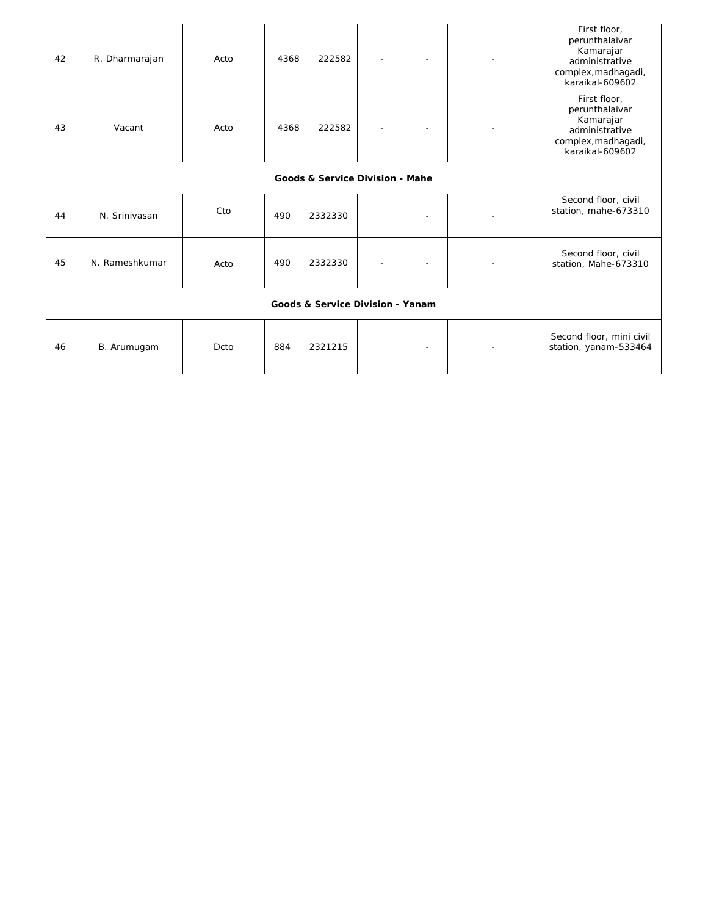| | | | | | | | | |
|---|---|---|---|---|---|---|---|---|
| 42 | R. Dharmarajan | Acto | 4368 | 222582 | - | - | - | First floor, perunthalaivar Kamarajar administrative complex,madhagadi, karaikal-609602 |
| 43 | Vacant | Acto | 4368 | 222582 | - | - | - | First floor, perunthalaivar Kamarajar administrative complex,madhagadi, karaikal-609602 |
| **Goods & Service Division - Mahe** | | | | | | | | |
| 44 | N. Srinivasan | Cto | 490 | 2332330 | | - | - | Second floor, civil station, mahe-673310 |
| 45 | N. Rameshkumar | Acto | 490 | 2332330 | - | - | - | Second floor, civil station, Mahe-673310 |
| **Goods & Service Division - Yanam** | | | | | | | | |
| 46 | B. Arumugam | Dcto | 884 | 2321215 | | - | - | Second floor, mini civil station, yanam-533464 |